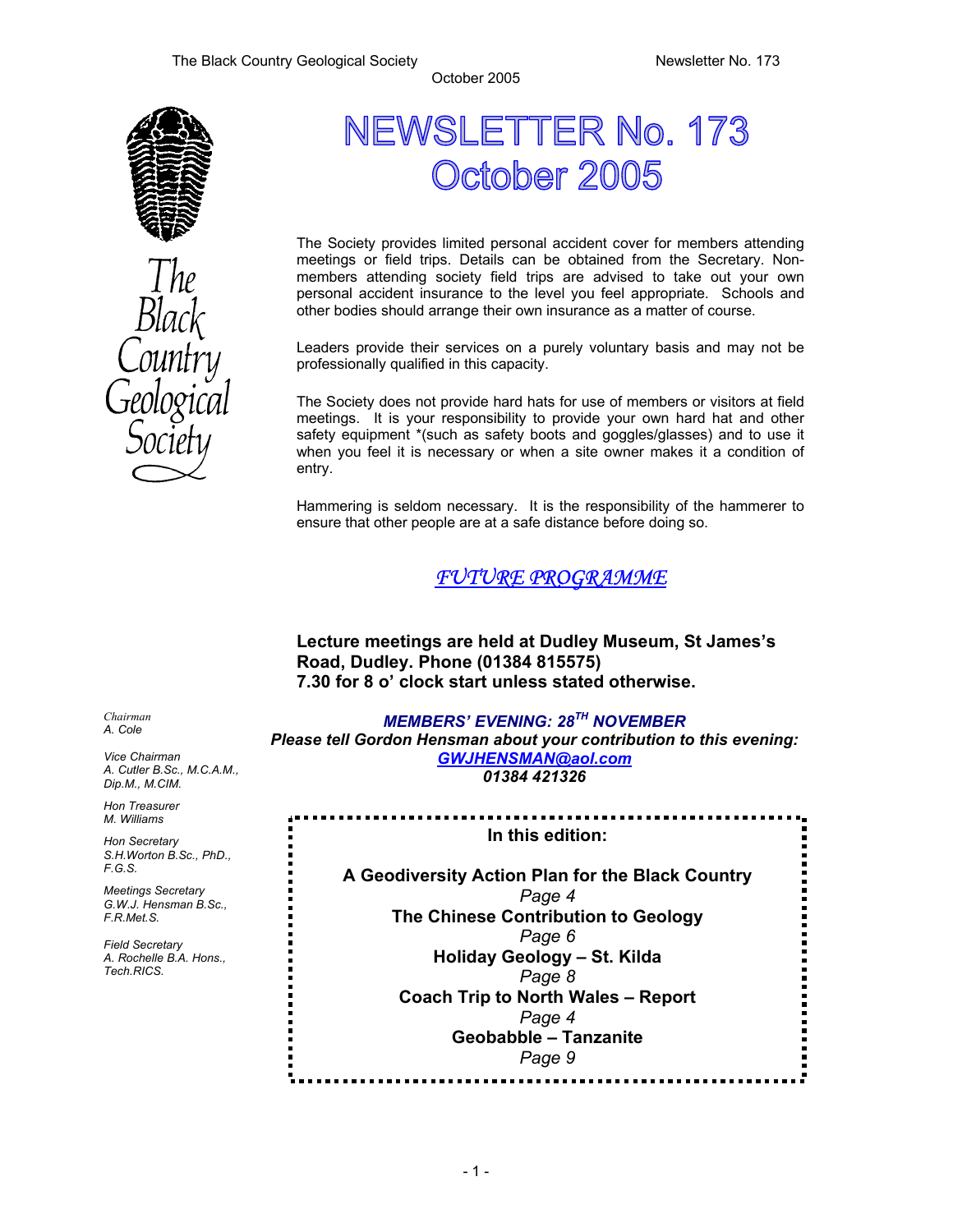# NEWSLETTER No. 173
# October 2005

The Black Country Geological Society

The Society provides limited personal accident cover for members attending meetings or field trips. Details can be obtained from the Secretary. Non-members attending society field trips are advised to take out your own personal accident insurance to the level you feel appropriate. Schools and other bodies should arrange their own insurance as a matter of course.

Leaders provide their services on a purely voluntary basis and may not be professionally qualified in this capacity.

The Society does not provide hard hats for use of members or visitors at field meetings. It is your responsibility to provide your own hard hat and other safety equipment *(such as safety boots and goggles/glasses) and to use it when you feel it is necessary or when a site owner makes it a condition of entry.

Hammering is seldom necessary. It is the responsibility of the hammerer to ensure that other people are at a safe distance before doing so.

## *FUTURE PROGRAMME*

**Lecture meetings are held at Dudley Museum, St James's Road, Dudley. Phone (01384 815575)**
**7.30 for 8 o' clock start unless stated otherwise.**

***MEMBERS' EVENING: 28TH NOVEMBER***
***Please tell Gordon Hensman about your contribution to this evening:***
***GWJHENSMAN@aol.com***
***01384 421326***

*Chairman*
*A. Cole*

*Vice Chairman*
*A. Cutler B.Sc., M.C.A.M., Dip.M., M.CIM.*

*Hon Treasurer*
*M. Williams*

*Hon Secretary*
*S.H.Worton B.Sc., PhD., F.G.S.*

*Meetings Secretary*
*G.W.J. Hensman B.Sc., F.R.Met.S.*

*Field Secretary*
*A. Rochelle B.A. Hons., Tech.RICS.*

**In this edition:**

**A Geodiversity Action Plan for the Black Country**
*Page 4*
**The Chinese Contribution to Geology**
*Page 6*
**Holiday Geology – St. Kilda**
*Page 8*
**Coach Trip to North Wales – Report**
*Page 4*
**Geobabble – Tanzanite**
*Page 9*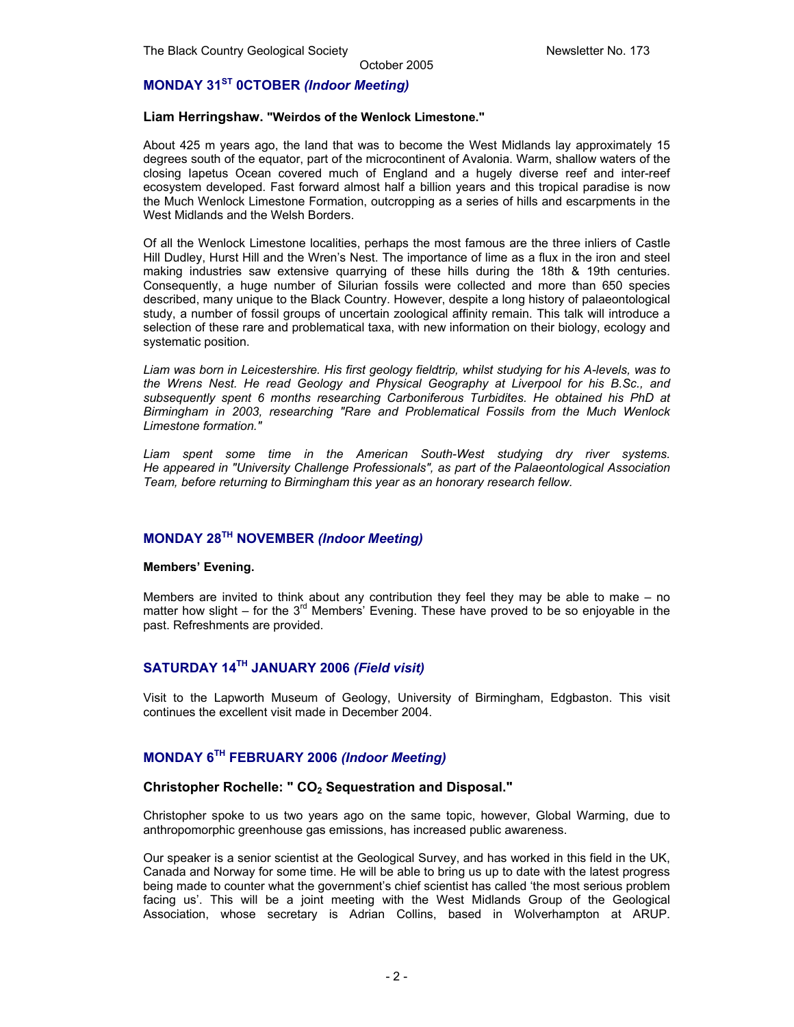## MONDAY 31ST 0CTOBER *(Indoor Meeting)*

**Liam Herringshaw. "Weirdos of the Wenlock Limestone."**

About 425 m years ago, the land that was to become the West Midlands lay approximately 15 degrees south of the equator, part of the microcontinent of Avalonia. Warm, shallow waters of the closing Iapetus Ocean covered much of England and a hugely diverse reef and inter-reef ecosystem developed. Fast forward almost half a billion years and this tropical paradise is now the Much Wenlock Limestone Formation, outcropping as a series of hills and escarpments in the West Midlands and the Welsh Borders.

Of all the Wenlock Limestone localities, perhaps the most famous are the three inliers of Castle Hill Dudley, Hurst Hill and the Wren's Nest. The importance of lime as a flux in the iron and steel making industries saw extensive quarrying of these hills during the 18th & 19th centuries. Consequently, a huge number of Silurian fossils were collected and more than 650 species described, many unique to the Black Country. However, despite a long history of palaeontological study, a number of fossil groups of uncertain zoological affinity remain. This talk will introduce a selection of these rare and problematical taxa, with new information on their biology, ecology and systematic position.

*Liam was born in Leicestershire. His first geology fieldtrip, whilst studying for his A-levels, was to the Wrens Nest. He read Geology and Physical Geography at Liverpool for his B.Sc., and subsequently spent 6 months researching Carboniferous Turbidites. He obtained his PhD at Birmingham in 2003, researching "Rare and Problematical Fossils from the Much Wenlock Limestone formation."*

*Liam spent some time in the American South-West studying dry river systems. He appeared in "University Challenge Professionals", as part of the Palaeontological Association Team, before returning to Birmingham this year as an honorary research fellow.*

## MONDAY 28TH NOVEMBER *(Indoor Meeting)*

**Members' Evening.**

Members are invited to think about any contribution they feel they may be able to make – no matter how slight – for the 3rd Members' Evening. These have proved to be so enjoyable in the past. Refreshments are provided.

## SATURDAY 14TH JANUARY 2006 *(Field visit)*

Visit to the Lapworth Museum of Geology, University of Birmingham, Edgbaston. This visit continues the excellent visit made in December 2004.

## MONDAY 6TH FEBRUARY 2006 *(Indoor Meeting)*

**Christopher Rochelle: " $CO_2$ Sequestration and Disposal."**

Christopher spoke to us two years ago on the same topic, however, Global Warming, due to anthropomorphic greenhouse gas emissions, has increased public awareness.

Our speaker is a senior scientist at the Geological Survey, and has worked in this field in the UK, Canada and Norway for some time. He will be able to bring us up to date with the latest progress being made to counter what the government's chief scientist has called 'the most serious problem facing us'. This will be a joint meeting with the West Midlands Group of the Geological Association, whose secretary is Adrian Collins, based in Wolverhampton at ARUP.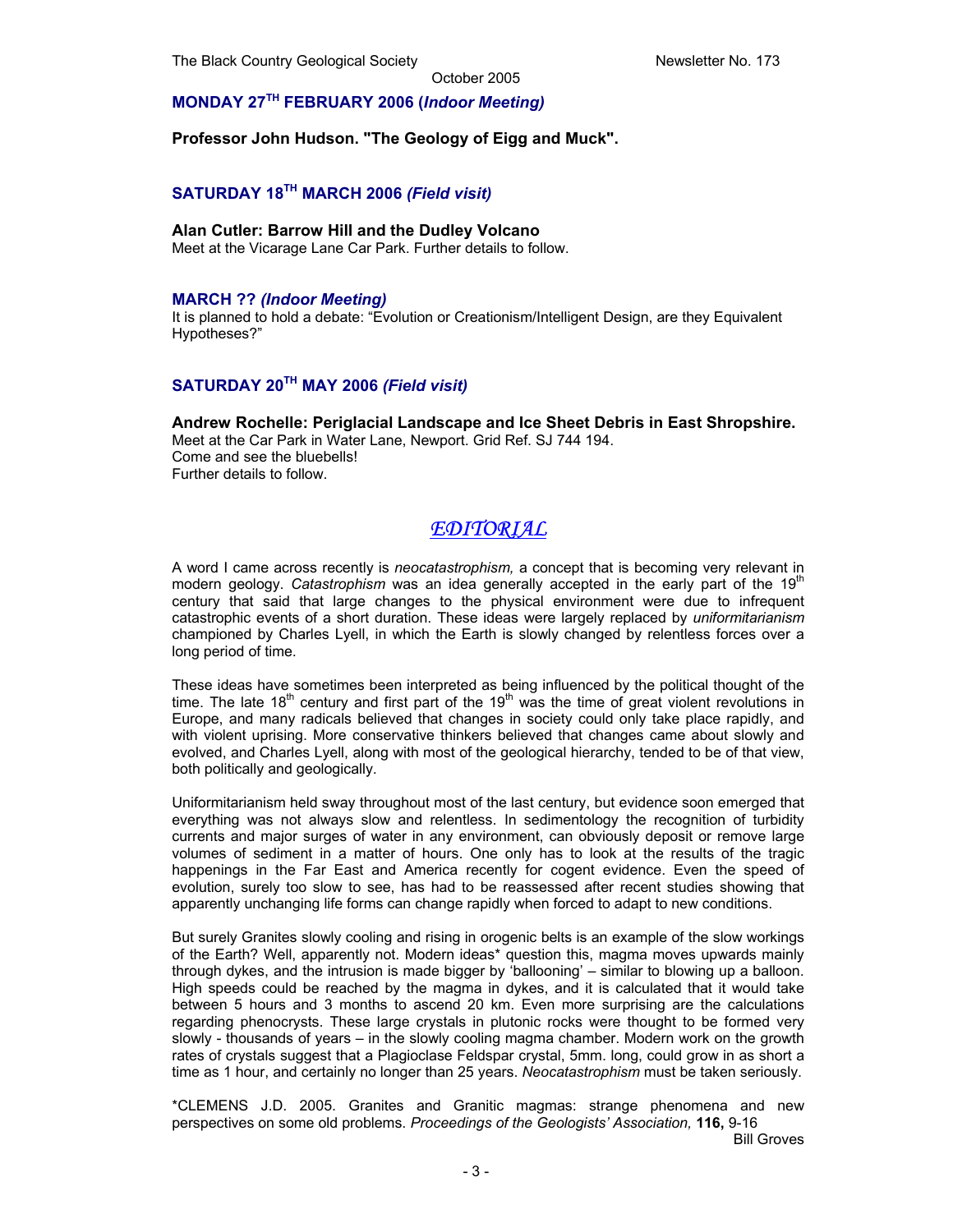**MONDAY 27TH FEBRUARY 2006 (*Indoor Meeting)***

**Professor John Hudson. "The Geology of Eigg and Muck".**

**SATURDAY 18TH MARCH 2006 *(Field visit)***

**Alan Cutler: Barrow Hill and the Dudley Volcano**
Meet at the Vicarage Lane Car Park. Further details to follow.

**MARCH ?? *(Indoor Meeting)***
It is planned to hold a debate: "Evolution or Creationism/Intelligent Design, are they Equivalent Hypotheses?"

**SATURDAY 20TH MAY 2006 *(Field visit)***

**Andrew Rochelle: Periglacial Landscape and Ice Sheet Debris in East Shropshire.**
Meet at the Car Park in Water Lane, Newport. Grid Ref. SJ 744 194.
Come and see the bluebells!
Further details to follow.

## *EDITORIAL*

A word I came across recently is *neocatastrophism,* a concept that is becoming very relevant in modern geology. *Catastrophism* was an idea generally accepted in the early part of the 19th century that said that large changes to the physical environment were due to infrequent catastrophic events of a short duration. These ideas were largely replaced by *uniformitarianism* championed by Charles Lyell, in which the Earth is slowly changed by relentless forces over a long period of time.

These ideas have sometimes been interpreted as being influenced by the political thought of the time. The late 18th century and first part of the 19th was the time of great violent revolutions in Europe, and many radicals believed that changes in society could only take place rapidly, and with violent uprising. More conservative thinkers believed that changes came about slowly and evolved, and Charles Lyell, along with most of the geological hierarchy, tended to be of that view, both politically and geologically.

Uniformitarianism held sway throughout most of the last century, but evidence soon emerged that everything was not always slow and relentless. In sedimentology the recognition of turbidity currents and major surges of water in any environment, can obviously deposit or remove large volumes of sediment in a matter of hours. One only has to look at the results of the tragic happenings in the Far East and America recently for cogent evidence. Even the speed of evolution, surely too slow to see, has had to be reassessed after recent studies showing that apparently unchanging life forms can change rapidly when forced to adapt to new conditions.

But surely Granites slowly cooling and rising in orogenic belts is an example of the slow workings of the Earth? Well, apparently not. Modern ideas* question this, magma moves upwards mainly through dykes, and the intrusion is made bigger by 'ballooning' – similar to blowing up a balloon. High speeds could be reached by the magma in dykes, and it is calculated that it would take between 5 hours and 3 months to ascend 20 km. Even more surprising are the calculations regarding phenocrysts. These large crystals in plutonic rocks were thought to be formed very slowly - thousands of years – in the slowly cooling magma chamber. Modern work on the growth rates of crystals suggest that a Plagioclase Feldspar crystal, 5mm. long, could grow in as short a time as 1 hour, and certainly no longer than 25 years. *Neocatastrophism* must be taken seriously.

*CLEMENS J.D. 2005. Granites and Granitic magmas: strange phenomena and new perspectives on some old problems. *Proceedings of the Geologists' Association,* **116,** 9-16

Bill Groves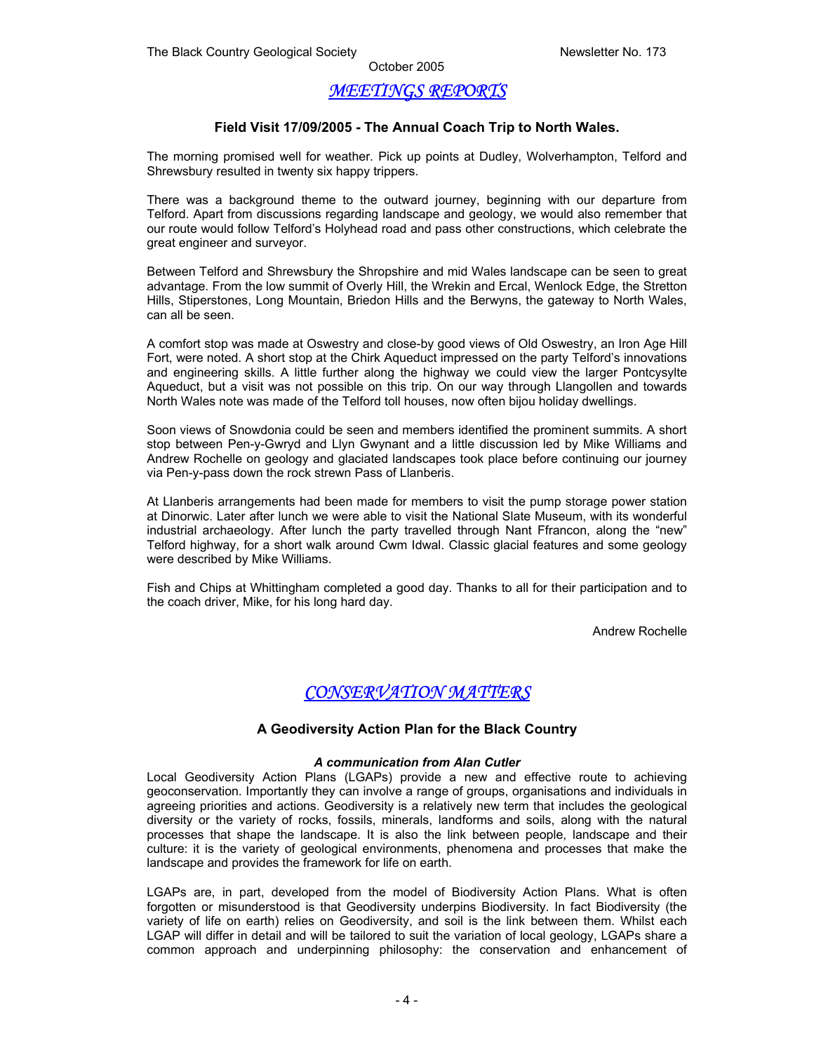# *MEETINGS REPORTS*

### Field Visit 17/09/2005 - The Annual Coach Trip to North Wales.

The morning promised well for weather. Pick up points at Dudley, Wolverhampton, Telford and Shrewsbury resulted in twenty six happy trippers.

There was a background theme to the outward journey, beginning with our departure from Telford. Apart from discussions regarding landscape and geology, we would also remember that our route would follow Telford's Holyhead road and pass other constructions, which celebrate the great engineer and surveyor.

Between Telford and Shrewsbury the Shropshire and mid Wales landscape can be seen to great advantage. From the low summit of Overly Hill, the Wrekin and Ercal, Wenlock Edge, the Stretton Hills, Stiperstones, Long Mountain, Briedon Hills and the Berwyns, the gateway to North Wales, can all be seen.

A comfort stop was made at Oswestry and close-by good views of Old Oswestry, an Iron Age Hill Fort, were noted. A short stop at the Chirk Aqueduct impressed on the party Telford's innovations and engineering skills. A little further along the highway we could view the larger Pontcysylte Aqueduct, but a visit was not possible on this trip. On our way through Llangollen and towards North Wales note was made of the Telford toll houses, now often bijou holiday dwellings.

Soon views of Snowdonia could be seen and members identified the prominent summits. A short stop between Pen-y-Gwryd and Llyn Gwynant and a little discussion led by Mike Williams and Andrew Rochelle on geology and glaciated landscapes took place before continuing our journey via Pen-y-pass down the rock strewn Pass of Llanberis.

At Llanberis arrangements had been made for members to visit the pump storage power station at Dinorwic. Later after lunch we were able to visit the National Slate Museum, with its wonderful industrial archaeology. After lunch the party travelled through Nant Ffrancon, along the "new" Telford highway, for a short walk around Cwm Idwal. Classic glacial features and some geology were described by Mike Williams.

Fish and Chips at Whittingham completed a good day. Thanks to all for their participation and to the coach driver, Mike, for his long hard day.

Andrew Rochelle

# *CONSERVATION MATTERS*

### A Geodiversity Action Plan for the Black Country

***A communication from Alan Cutler***

Local Geodiversity Action Plans (LGAPs) provide a new and effective route to achieving geoconservation. Importantly they can involve a range of groups, organisations and individuals in agreeing priorities and actions. Geodiversity is a relatively new term that includes the geological diversity or the variety of rocks, fossils, minerals, landforms and soils, along with the natural processes that shape the landscape. It is also the link between people, landscape and their culture: it is the variety of geological environments, phenomena and processes that make the landscape and provides the framework for life on earth.

LGAPs are, in part, developed from the model of Biodiversity Action Plans. What is often forgotten or misunderstood is that Geodiversity underpins Biodiversity. In fact Biodiversity (the variety of life on earth) relies on Geodiversity, and soil is the link between them. Whilst each LGAP will differ in detail and will be tailored to suit the variation of local geology, LGAPs share a common approach and underpinning philosophy: the conservation and enhancement of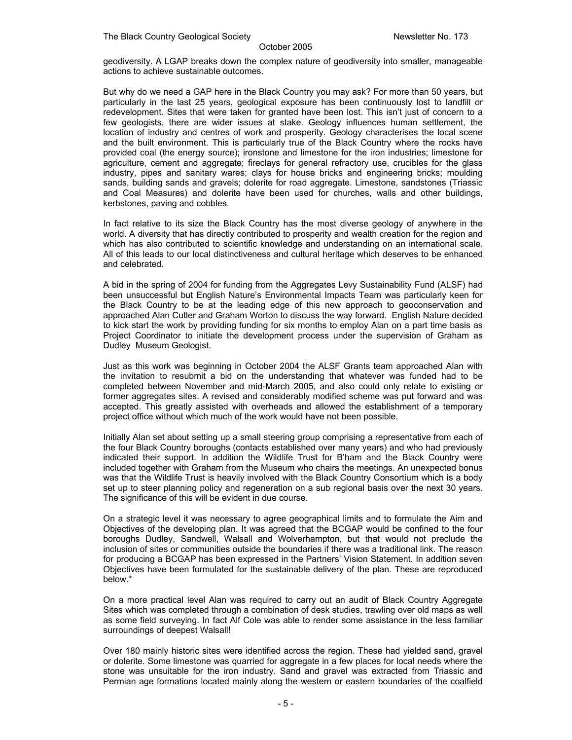geodiversity. A LGAP breaks down the complex nature of geodiversity into smaller, manageable actions to achieve sustainable outcomes.

But why do we need a GAP here in the Black Country you may ask? For more than 50 years, but particularly in the last 25 years, geological exposure has been continuously lost to landfill or redevelopment. Sites that were taken for granted have been lost. This isn't just of concern to a few geologists, there are wider issues at stake. Geology influences human settlement, the location of industry and centres of work and prosperity. Geology characterises the local scene and the built environment. This is particularly true of the Black Country where the rocks have provided coal (the energy source); ironstone and limestone for the iron industries; limestone for agriculture, cement and aggregate; fireclays for general refractory use, crucibles for the glass industry, pipes and sanitary wares; clays for house bricks and engineering bricks; moulding sands, building sands and gravels; dolerite for road aggregate. Limestone, sandstones (Triassic and Coal Measures) and dolerite have been used for churches, walls and other buildings, kerbstones, paving and cobbles.

In fact relative to its size the Black Country has the most diverse geology of anywhere in the world. A diversity that has directly contributed to prosperity and wealth creation for the region and which has also contributed to scientific knowledge and understanding on an international scale. All of this leads to our local distinctiveness and cultural heritage which deserves to be enhanced and celebrated.

A bid in the spring of 2004 for funding from the Aggregates Levy Sustainability Fund (ALSF) had been unsuccessful but English Nature's Environmental Impacts Team was particularly keen for the Black Country to be at the leading edge of this new approach to geoconservation and approached Alan Cutler and Graham Worton to discuss the way forward. English Nature decided to kick start the work by providing funding for six months to employ Alan on a part time basis as Project Coordinator to initiate the development process under the supervision of Graham as Dudley Museum Geologist.

Just as this work was beginning in October 2004 the ALSF Grants team approached Alan with the invitation to resubmit a bid on the understanding that whatever was funded had to be completed between November and mid-March 2005, and also could only relate to existing or former aggregates sites. A revised and considerably modified scheme was put forward and was accepted. This greatly assisted with overheads and allowed the establishment of a temporary project office without which much of the work would have not been possible.

Initially Alan set about setting up a small steering group comprising a representative from each of the four Black Country boroughs (contacts established over many years) and who had previously indicated their support. In addition the Wildlife Trust for B'ham and the Black Country were included together with Graham from the Museum who chairs the meetings. An unexpected bonus was that the Wildlife Trust is heavily involved with the Black Country Consortium which is a body set up to steer planning policy and regeneration on a sub regional basis over the next 30 years. The significance of this will be evident in due course.

On a strategic level it was necessary to agree geographical limits and to formulate the Aim and Objectives of the developing plan. It was agreed that the BCGAP would be confined to the four boroughs Dudley, Sandwell, Walsall and Wolverhampton, but that would not preclude the inclusion of sites or communities outside the boundaries if there was a traditional link. The reason for producing a BCGAP has been expressed in the Partners' Vision Statement. In addition seven Objectives have been formulated for the sustainable delivery of the plan. These are reproduced below.*

On a more practical level Alan was required to carry out an audit of Black Country Aggregate Sites which was completed through a combination of desk studies, trawling over old maps as well as some field surveying. In fact Alf Cole was able to render some assistance in the less familiar surroundings of deepest Walsall!

Over 180 mainly historic sites were identified across the region. These had yielded sand, gravel or dolerite. Some limestone was quarried for aggregate in a few places for local needs where the stone was unsuitable for the iron industry. Sand and gravel was extracted from Triassic and Permian age formations located mainly along the western or eastern boundaries of the coalfield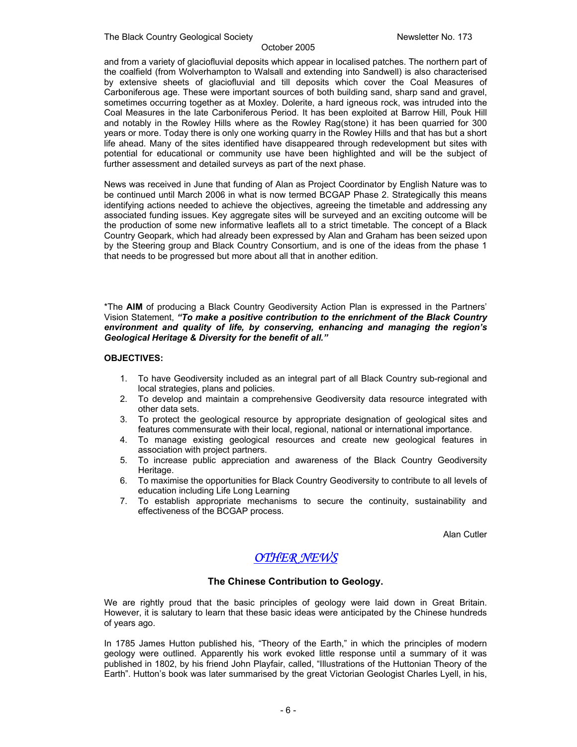and from a variety of glaciofluvial deposits which appear in localised patches. The northern part of the coalfield (from Wolverhampton to Walsall and extending into Sandwell) is also characterised by extensive sheets of glaciofluvial and till deposits which cover the Coal Measures of Carboniferous age. These were important sources of both building sand, sharp sand and gravel, sometimes occurring together as at Moxley. Dolerite, a hard igneous rock, was intruded into the Coal Measures in the late Carboniferous Period. It has been exploited at Barrow Hill, Pouk Hill and notably in the Rowley Hills where as the Rowley Rag(stone) it has been quarried for 300 years or more. Today there is only one working quarry in the Rowley Hills and that has but a short life ahead. Many of the sites identified have disappeared through redevelopment but sites with potential for educational or community use have been highlighted and will be the subject of further assessment and detailed surveys as part of the next phase.

News was received in June that funding of Alan as Project Coordinator by English Nature was to be continued until March 2006 in what is now termed BCGAP Phase 2. Strategically this means identifying actions needed to achieve the objectives, agreeing the timetable and addressing any associated funding issues. Key aggregate sites will be surveyed and an exciting outcome will be the production of some new informative leaflets all to a strict timetable. The concept of a Black Country Geopark, which had already been expressed by Alan and Graham has been seized upon by the Steering group and Black Country Consortium, and is one of the ideas from the phase 1 that needs to be progressed but more about all that in another edition.

*The **AIM** of producing a Black Country Geodiversity Action Plan is expressed in the Partners' Vision Statement, ***"To make a positive contribution to the enrichment of the Black Country environment and quality of life, by conserving, enhancing and managing the region's Geological Heritage & Diversity for the benefit of all."***

**OBJECTIVES:**

1. To have Geodiversity included as an integral part of all Black Country sub-regional and local strategies, plans and policies.
2. To develop and maintain a comprehensive Geodiversity data resource integrated with other data sets.
3. To protect the geological resource by appropriate designation of geological sites and features commensurate with their local, regional, national or international importance.
4. To manage existing geological resources and create new geological features in association with project partners.
5. To increase public appreciation and awareness of the Black Country Geodiversity Heritage.
6. To maximise the opportunities for Black Country Geodiversity to contribute to all levels of education including Life Long Learning
7. To establish appropriate mechanisms to secure the continuity, sustainability and effectiveness of the BCGAP process.

Alan Cutler

## *OTHER NEWS*

### The Chinese Contribution to Geology.

We are rightly proud that the basic principles of geology were laid down in Great Britain. However, it is salutary to learn that these basic ideas were anticipated by the Chinese hundreds of years ago.

In 1785 James Hutton published his, "Theory of the Earth," in which the principles of modern geology were outlined. Apparently his work evoked little response until a summary of it was published in 1802, by his friend John Playfair, called, "Illustrations of the Huttonian Theory of the Earth". Hutton's book was later summarised by the great Victorian Geologist Charles Lyell, in his,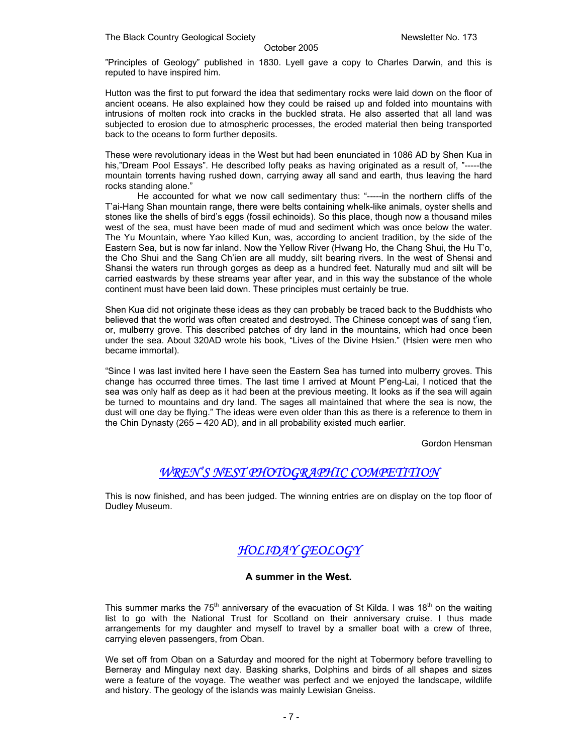"Principles of Geology" published in 1830. Lyell gave a copy to Charles Darwin, and this is reputed to have inspired him.

Hutton was the first to put forward the idea that sedimentary rocks were laid down on the floor of ancient oceans. He also explained how they could be raised up and folded into mountains with intrusions of molten rock into cracks in the buckled strata. He also asserted that all land was subjected to erosion due to atmospheric processes, the eroded material then being transported back to the oceans to form further deposits.

These were revolutionary ideas in the West but had been enunciated in 1086 AD by Shen Kua in his,"Dream Pool Essays". He described lofty peaks as having originated as a result of, "-----the mountain torrents having rushed down, carrying away all sand and earth, thus leaving the hard rocks standing alone."

He accounted for what we now call sedimentary thus: "-----in the northern cliffs of the T'ai-Hang Shan mountain range, there were belts containing whelk-like animals, oyster shells and stones like the shells of bird's eggs (fossil echinoids). So this place, though now a thousand miles west of the sea, must have been made of mud and sediment which was once below the water. The Yu Mountain, where Yao killed Kun, was, according to ancient tradition, by the side of the Eastern Sea, but is now far inland. Now the Yellow River (Hwang Ho, the Chang Shui, the Hu T'o, the Cho Shui and the Sang Ch'ien are all muddy, silt bearing rivers. In the west of Shensi and Shansi the waters run through gorges as deep as a hundred feet. Naturally mud and silt will be carried eastwards by these streams year after year, and in this way the substance of the whole continent must have been laid down. These principles must certainly be true.

Shen Kua did not originate these ideas as they can probably be traced back to the Buddhists who believed that the world was often created and destroyed. The Chinese concept was of sang t'ien, or, mulberry grove. This described patches of dry land in the mountains, which had once been under the sea. About 320AD wrote his book, "Lives of the Divine Hsien." (Hsien were men who became immortal).

"Since I was last invited here I have seen the Eastern Sea has turned into mulberry groves. This change has occurred three times. The last time I arrived at Mount P'eng-Lai, I noticed that the sea was only half as deep as it had been at the previous meeting. It looks as if the sea will again be turned to mountains and dry land. The sages all maintained that where the sea is now, the dust will one day be flying." The ideas were even older than this as there is a reference to them in the Chin Dynasty (265 – 420 AD), and in all probability existed much earlier.

Gordon Hensman

## *WREN'S NEST PHOTOGRAPHIC COMPETITION*

This is now finished, and has been judged. The winning entries are on display on the top floor of Dudley Museum.

## *HOLIDAY GEOLOGY*

### A summer in the West.

This summer marks the 75th anniversary of the evacuation of St Kilda. I was 18th on the waiting list to go with the National Trust for Scotland on their anniversary cruise. I thus made arrangements for my daughter and myself to travel by a smaller boat with a crew of three, carrying eleven passengers, from Oban.

We set off from Oban on a Saturday and moored for the night at Tobermory before travelling to Berneray and Mingulay next day. Basking sharks, Dolphins and birds of all shapes and sizes were a feature of the voyage. The weather was perfect and we enjoyed the landscape, wildlife and history. The geology of the islands was mainly Lewisian Gneiss.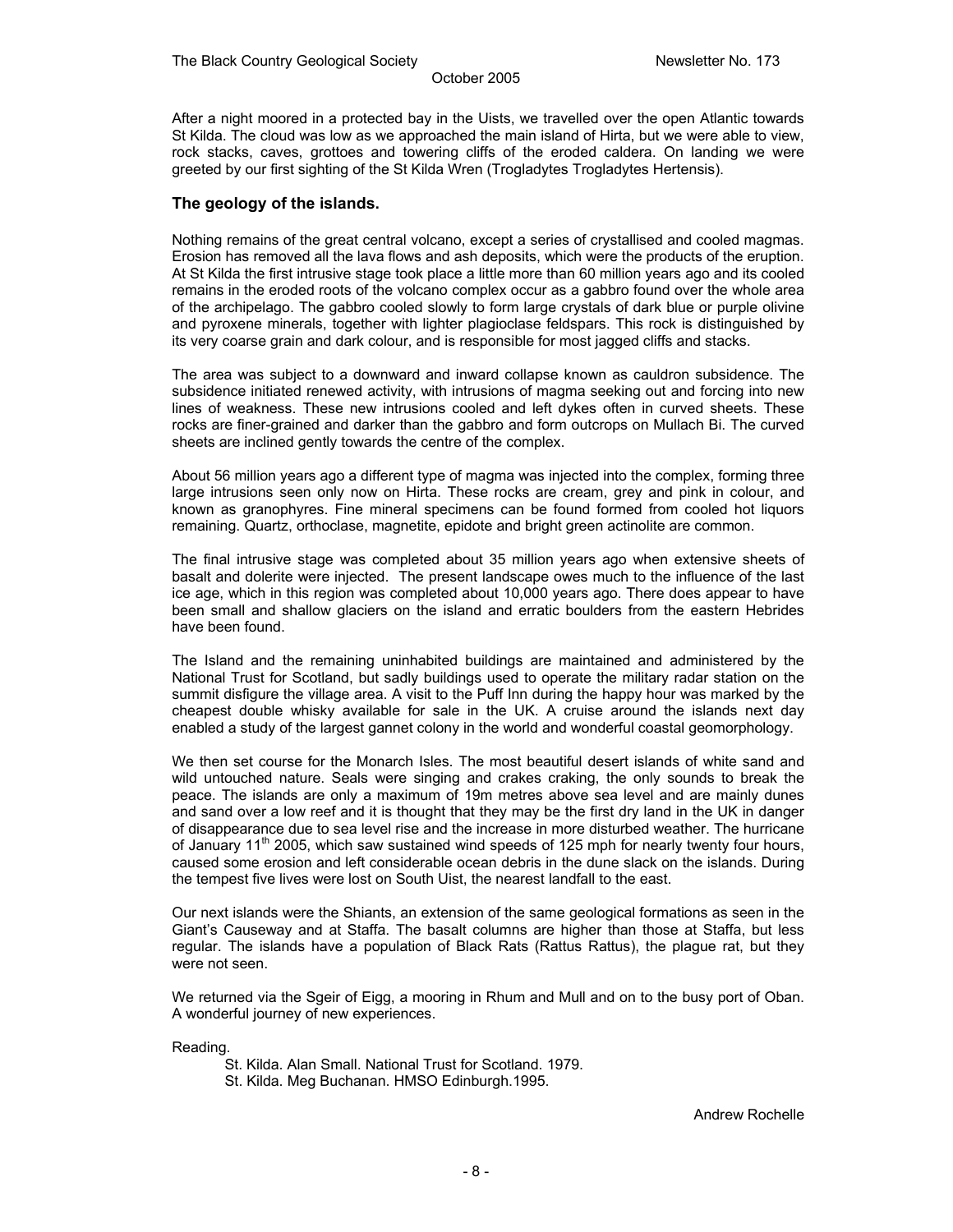After a night moored in a protected bay in the Uists, we travelled over the open Atlantic towards St Kilda. The cloud was low as we approached the main island of Hirta, but we were able to view, rock stacks, caves, grottoes and towering cliffs of the eroded caldera. On landing we were greeted by our first sighting of the St Kilda Wren (Trogladytes Trogladytes Hertensis).

### The geology of the islands.

Nothing remains of the great central volcano, except a series of crystallised and cooled magmas. Erosion has removed all the lava flows and ash deposits, which were the products of the eruption. At St Kilda the first intrusive stage took place a little more than 60 million years ago and its cooled remains in the eroded roots of the volcano complex occur as a gabbro found over the whole area of the archipelago. The gabbro cooled slowly to form large crystals of dark blue or purple olivine and pyroxene minerals, together with lighter plagioclase feldspars. This rock is distinguished by its very coarse grain and dark colour, and is responsible for most jagged cliffs and stacks.

The area was subject to a downward and inward collapse known as cauldron subsidence. The subsidence initiated renewed activity, with intrusions of magma seeking out and forcing into new lines of weakness. These new intrusions cooled and left dykes often in curved sheets. These rocks are finer-grained and darker than the gabbro and form outcrops on Mullach Bi. The curved sheets are inclined gently towards the centre of the complex.

About 56 million years ago a different type of magma was injected into the complex, forming three large intrusions seen only now on Hirta. These rocks are cream, grey and pink in colour, and known as granophyres. Fine mineral specimens can be found formed from cooled hot liquors remaining. Quartz, orthoclase, magnetite, epidote and bright green actinolite are common.

The final intrusive stage was completed about 35 million years ago when extensive sheets of basalt and dolerite were injected. The present landscape owes much to the influence of the last ice age, which in this region was completed about 10,000 years ago. There does appear to have been small and shallow glaciers on the island and erratic boulders from the eastern Hebrides have been found.

The Island and the remaining uninhabited buildings are maintained and administered by the National Trust for Scotland, but sadly buildings used to operate the military radar station on the summit disfigure the village area. A visit to the Puff Inn during the happy hour was marked by the cheapest double whisky available for sale in the UK. A cruise around the islands next day enabled a study of the largest gannet colony in the world and wonderful coastal geomorphology.

We then set course for the Monarch Isles. The most beautiful desert islands of white sand and wild untouched nature. Seals were singing and crakes craking, the only sounds to break the peace. The islands are only a maximum of 19m metres above sea level and are mainly dunes and sand over a low reef and it is thought that they may be the first dry land in the UK in danger of disappearance due to sea level rise and the increase in more disturbed weather. The hurricane of January 11th 2005, which saw sustained wind speeds of 125 mph for nearly twenty four hours, caused some erosion and left considerable ocean debris in the dune slack on the islands. During the tempest five lives were lost on South Uist, the nearest landfall to the east.

Our next islands were the Shiants, an extension of the same geological formations as seen in the Giant's Causeway and at Staffa. The basalt columns are higher than those at Staffa, but less regular. The islands have a population of Black Rats (Rattus Rattus), the plague rat, but they were not seen.

We returned via the Sgeir of Eigg, a mooring in Rhum and Mull and on to the busy port of Oban. A wonderful journey of new experiences.

Reading.

St. Kilda. Alan Small. National Trust for Scotland. 1979.
St. Kilda. Meg Buchanan. HMSO Edinburgh.1995.

Andrew Rochelle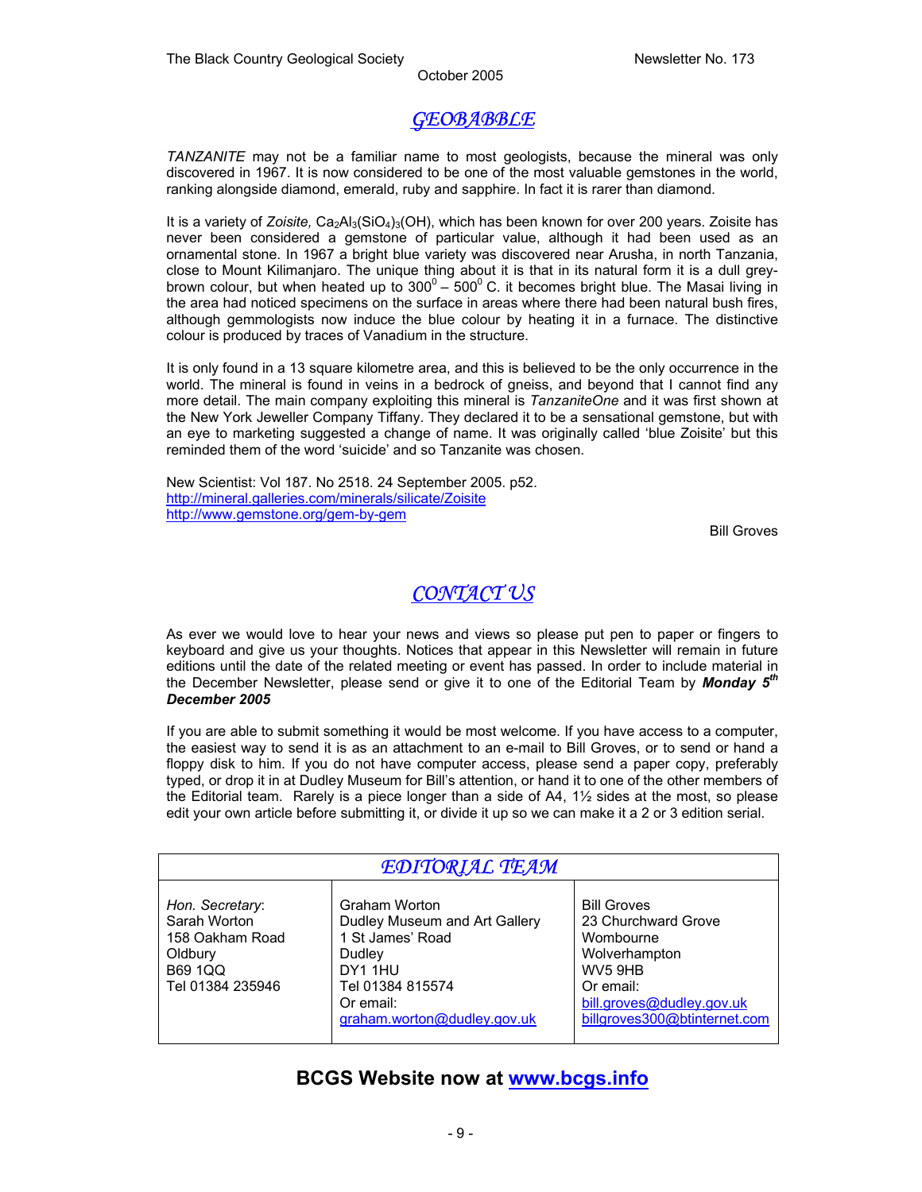## *GEOBABBLE*

*TANZANITE* may not be a familiar name to most geologists, because the mineral was only discovered in 1967. It is now considered to be one of the most valuable gemstones in the world, ranking alongside diamond, emerald, ruby and sapphire. In fact it is rarer than diamond.

It is a variety of *Zoisite,* $Ca_2Al_3(SiO_4)_3(OH)$, which has been known for over 200 years. Zoisite has never been considered a gemstone of particular value, although it had been used as an ornamental stone. In 1967 a bright blue variety was discovered near Arusha, in north Tanzania, close to Mount Kilimanjaro. The unique thing about it is that in its natural form it is a dull grey-brown colour, but when heated up to $300^0 – 500^0$ C. it becomes bright blue. The Masai living in the area had noticed specimens on the surface in areas where there had been natural bush fires, although gemmologists now induce the blue colour by heating it in a furnace. The distinctive colour is produced by traces of Vanadium in the structure.

It is only found in a 13 square kilometre area, and this is believed to be the only occurrence in the world. The mineral is found in veins in a bedrock of gneiss, and beyond that I cannot find any more detail. The main company exploiting this mineral is *TanzaniteOne* and it was first shown at the New York Jeweller Company Tiffany. They declared it to be a sensational gemstone, but with an eye to marketing suggested a change of name. It was originally called 'blue Zoisite' but this reminded them of the word 'suicide' and so Tanzanite was chosen.

New Scientist: Vol 187. No 2518. 24 September 2005. p52.
http://mineral.galleries.com/minerals/silicate/Zoisite
http://www.gemstone.org/gem-by-gem

Bill Groves

## *CONTACT US*

As ever we would love to hear your news and views so please put pen to paper or fingers to keyboard and give us your thoughts. Notices that appear in this Newsletter will remain in future editions until the date of the related meeting or event has passed. In order to include material in the December Newsletter, please send or give it to one of the Editorial Team by ***Monday 5th December 2005***

If you are able to submit something it would be most welcome. If you have access to a computer, the easiest way to send it is as an attachment to an e-mail to Bill Groves, or to send or hand a floppy disk to him. If you do not have computer access, please send a paper copy, preferably typed, or drop it in at Dudley Museum for Bill's attention, or hand it to one of the other members of the Editorial team. Rarely is a piece longer than a side of A4, 1½ sides at the most, so please edit your own article before submitting it, or divide it up so we can make it a 2 or 3 edition serial.

| *EDITORIAL TEAM* | | |
|---|---|---|
| *Hon. Secretary*:<br>Sarah Worton<br>158 Oakham Road<br>Oldbury<br>B69 1QQ<br>Tel 01384 235946 | Graham Worton<br>Dudley Museum and Art Gallery<br>1 St James' Road<br>Dudley<br>DY1 1HU<br>Tel 01384 815574<br>Or email:<br>graham.worton@dudley.gov.uk | Bill Groves<br>23 Churchward Grove<br>Wombourne<br>Wolverhampton<br>WV5 9HB<br>Or email:<br>bill.groves@dudley.gov.uk<br>billgroves300@btinternet.com |

## **BCGS Website now at www.bcgs.info**